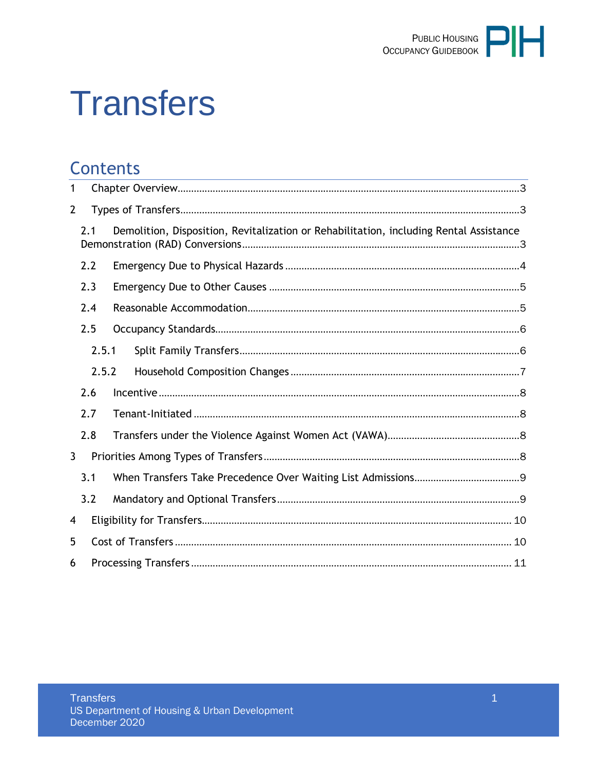# Transfers

## Contents

1 Chapter Overview......3

2 Types of Transfers......3

- 2.1 Demolition, Disposition, Revitalization or Rehabilitation, including Rental Assistance Demonstration (RAD) Conversions......3
- 2.2 Emergency Due to Physical Hazards......4
- 2.3 Emergency Due to Other Causes......5
- 2.4 Reasonable Accommodation......5
- 2.5 Occupancy Standards......6
  - 2.5.1 Split Family Transfers......6
  - 2.5.2 Household Composition Changes......7
- 2.6 Incentive......8
- 2.7 Tenant-Initiated......8
- 2.8 Transfers under the Violence Against Women Act (VAWA)......8

3 Priorities Among Types of Transfers......8

- 3.1 When Transfers Take Precedence Over Waiting List Admissions......9
- 3.2 Mandatory and Optional Transfers......9

4 Eligibility for Transfers......10

5 Cost of Transfers......10

6 Processing Transfers......11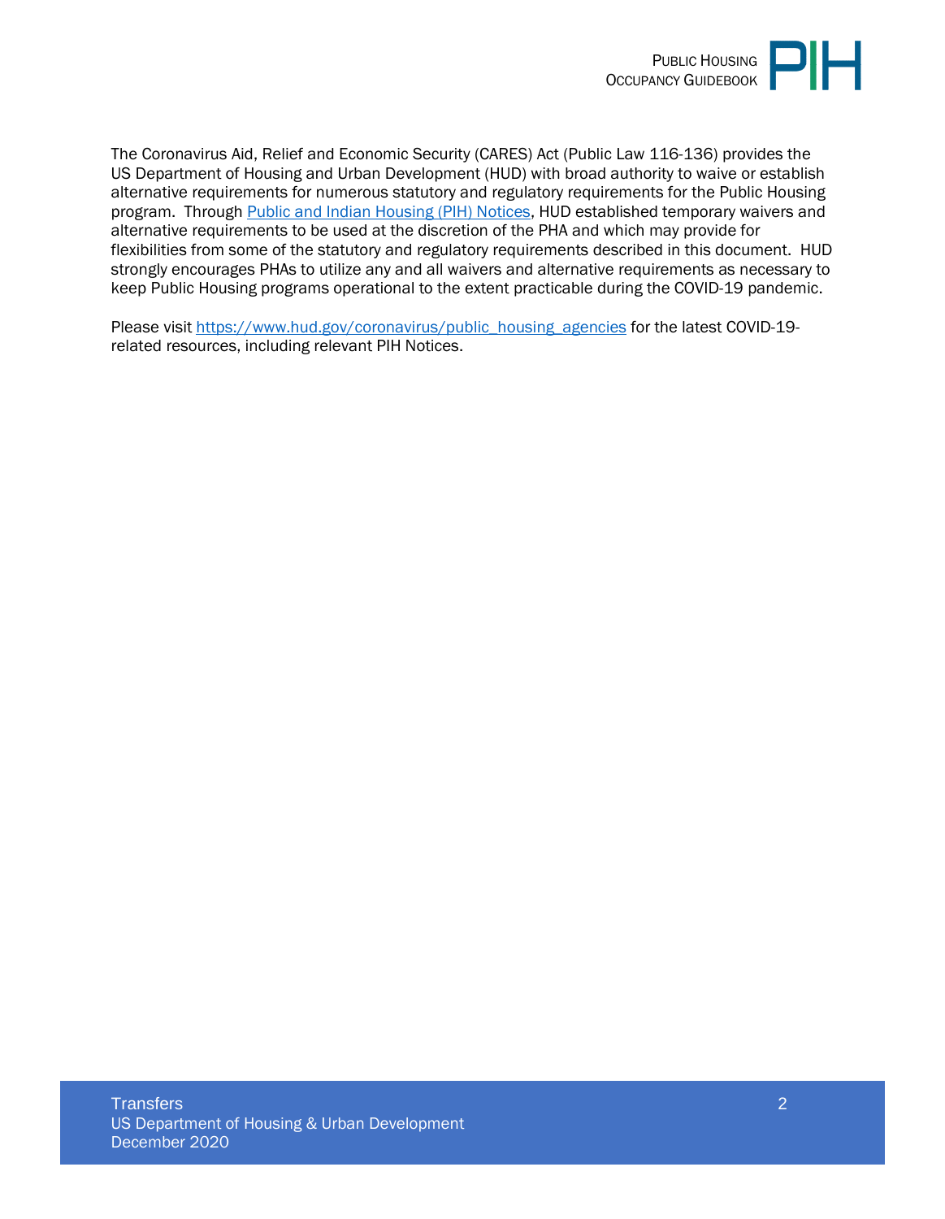The Coronavirus Aid, Relief and Economic Security (CARES) Act (Public Law 116-136) provides the US Department of Housing and Urban Development (HUD) with broad authority to waive or establish alternative requirements for numerous statutory and regulatory requirements for the Public Housing program. Through [Public and Indian Housing (PIH) Notices](), HUD established temporary waivers and alternative requirements to be used at the discretion of the PHA and which may provide for flexibilities from some of the statutory and regulatory requirements described in this document. HUD strongly encourages PHAs to utilize any and all waivers and alternative requirements as necessary to keep Public Housing programs operational to the extent practicable during the COVID-19 pandemic.

Please visit [https://www.hud.gov/coronavirus/public_housing_agencies](https://www.hud.gov/coronavirus/public_housing_agencies) for the latest COVID-19-related resources, including relevant PIH Notices.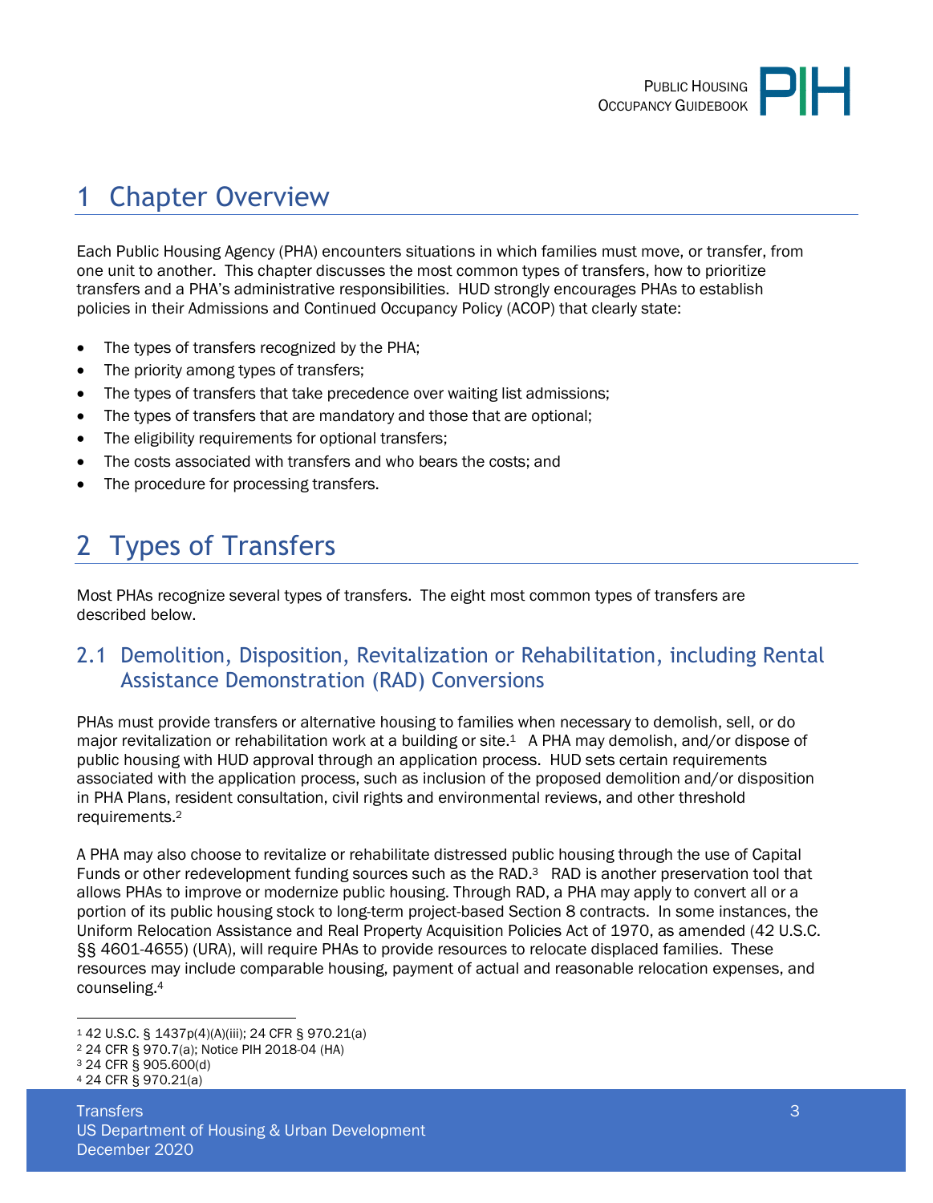# 1 Chapter Overview

Each Public Housing Agency (PHA) encounters situations in which families must move, or transfer, from one unit to another. This chapter discusses the most common types of transfers, how to prioritize transfers and a PHA's administrative responsibilities. HUD strongly encourages PHAs to establish policies in their Admissions and Continued Occupancy Policy (ACOP) that clearly state:

- The types of transfers recognized by the PHA;
- The priority among types of transfers;
- The types of transfers that take precedence over waiting list admissions;
- The types of transfers that are mandatory and those that are optional;
- The eligibility requirements for optional transfers;
- The costs associated with transfers and who bears the costs; and
- The procedure for processing transfers.

# 2 Types of Transfers

Most PHAs recognize several types of transfers. The eight most common types of transfers are described below.

## 2.1 Demolition, Disposition, Revitalization or Rehabilitation, including Rental Assistance Demonstration (RAD) Conversions

PHAs must provide transfers or alternative housing to families when necessary to demolish, sell, or do major revitalization or rehabilitation work at a building or site.[1] A PHA may demolish, and/or dispose of public housing with HUD approval through an application process. HUD sets certain requirements associated with the application process, such as inclusion of the proposed demolition and/or disposition in PHA Plans, resident consultation, civil rights and environmental reviews, and other threshold requirements.[2]

A PHA may also choose to revitalize or rehabilitate distressed public housing through the use of Capital Funds or other redevelopment funding sources such as the RAD.[3] RAD is another preservation tool that allows PHAs to improve or modernize public housing. Through RAD, a PHA may apply to convert all or a portion of its public housing stock to long-term project-based Section 8 contracts. In some instances, the Uniform Relocation Assistance and Real Property Acquisition Policies Act of 1970, as amended (42 U.S.C. §§ 4601-4655) (URA), will require PHAs to provide resources to relocate displaced families. These resources may include comparable housing, payment of actual and reasonable relocation expenses, and counseling.[4]

---

[1] 42 U.S.C. § 1437p(4)(A)(iii); 24 CFR § 970.21(a)
[2] 24 CFR § 970.7(a); Notice PIH 2018-04 (HA)
[3] 24 CFR § 905.600(d)
[4] 24 CFR § 970.21(a)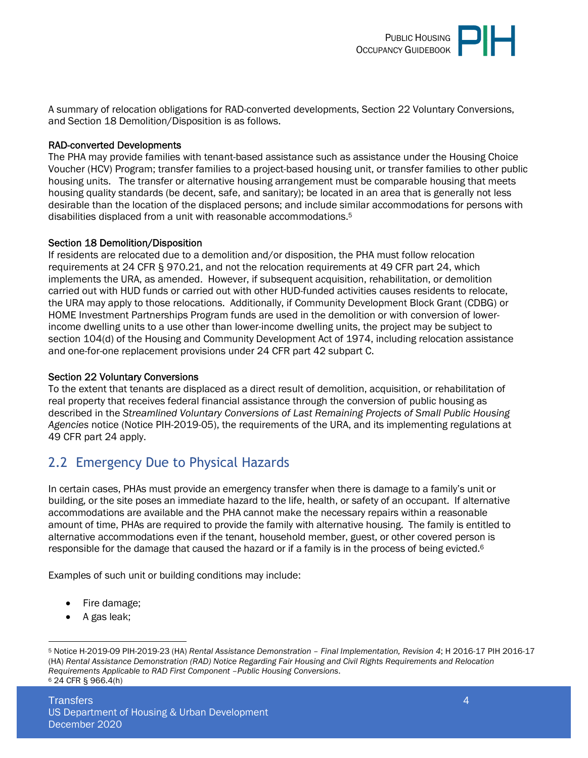A summary of relocation obligations for RAD-converted developments, Section 22 Voluntary Conversions, and Section 18 Demolition/Disposition is as follows.

RAD-converted Developments

The PHA may provide families with tenant-based assistance such as assistance under the Housing Choice Voucher (HCV) Program; transfer families to a project-based housing unit, or transfer families to other public housing units. The transfer or alternative housing arrangement must be comparable housing that meets housing quality standards (be decent, safe, and sanitary); be located in an area that is generally not less desirable than the location of the displaced persons; and include similar accommodations for persons with disabilities displaced from a unit with reasonable accommodations.[5]

Section 18 Demolition/Disposition

If residents are relocated due to a demolition and/or disposition, the PHA must follow relocation requirements at 24 CFR § 970.21, and not the relocation requirements at 49 CFR part 24, which implements the URA, as amended. However, if subsequent acquisition, rehabilitation, or demolition carried out with HUD funds or carried out with other HUD-funded activities causes residents to relocate, the URA may apply to those relocations. Additionally, if Community Development Block Grant (CDBG) or HOME Investment Partnerships Program funds are used in the demolition or with conversion of lower-income dwelling units to a use other than lower-income dwelling units, the project may be subject to section 104(d) of the Housing and Community Development Act of 1974, including relocation assistance and one-for-one replacement provisions under 24 CFR part 42 subpart C.

Section 22 Voluntary Conversions

To the extent that tenants are displaced as a direct result of demolition, acquisition, or rehabilitation of real property that receives federal financial assistance through the conversion of public housing as described in the *Streamlined Voluntary Conversions of Last Remaining Projects of Small Public Housing Agencies* notice (Notice PIH-2019-05), the requirements of the URA, and its implementing regulations at 49 CFR part 24 apply.

## 2.2 Emergency Due to Physical Hazards

In certain cases, PHAs must provide an emergency transfer when there is damage to a family's unit or building, or the site poses an immediate hazard to the life, health, or safety of an occupant. If alternative accommodations are available and the PHA cannot make the necessary repairs within a reasonable amount of time, PHAs are required to provide the family with alternative housing. The family is entitled to alternative accommodations even if the tenant, household member, guest, or other covered person is responsible for the damage that caused the hazard or if a family is in the process of being evicted.[6]

Examples of such unit or building conditions may include:

- Fire damage;
- A gas leak;

---

[5] Notice H-2019-09 PIH-2019-23 (HA) *Rental Assistance Demonstration – Final Implementation, Revision 4*; H 2016-17 PIH 2016-17 (HA) *Rental Assistance Demonstration (RAD) Notice Regarding Fair Housing and Civil Rights Requirements and Relocation Requirements Applicable to RAD First Component –Public Housing Conversions*.

[6] 24 CFR § 966.4(h)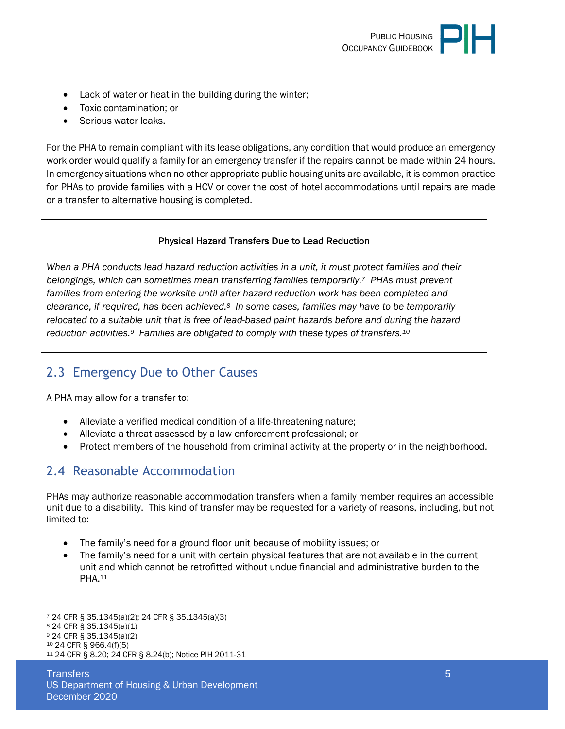- Lack of water or heat in the building during the winter;
- Toxic contamination; or
- Serious water leaks.

For the PHA to remain compliant with its lease obligations, any condition that would produce an emergency work order would qualify a family for an emergency transfer if the repairs cannot be made within 24 hours. In emergency situations when no other appropriate public housing units are available, it is common practice for PHAs to provide families with a HCV or cover the cost of hotel accommodations until repairs are made or a transfer to alternative housing is completed.

> **Physical Hazard Transfers Due to Lead Reduction**
>
> *When a PHA conducts lead hazard reduction activities in a unit, it must protect families and their belongings, which can sometimes mean transferring families temporarily.[7] PHAs must prevent families from entering the worksite until after hazard reduction work has been completed and clearance, if required, has been achieved.[8] In some cases, families may have to be temporarily relocated to a suitable unit that is free of lead-based paint hazards before and during the hazard reduction activities.[9] Families are obligated to comply with these types of transfers.[10]*

## 2.3 Emergency Due to Other Causes

A PHA may allow for a transfer to:

- Alleviate a verified medical condition of a life-threatening nature;
- Alleviate a threat assessed by a law enforcement professional; or
- Protect members of the household from criminal activity at the property or in the neighborhood.

## 2.4 Reasonable Accommodation

PHAs may authorize reasonable accommodation transfers when a family member requires an accessible unit due to a disability. This kind of transfer may be requested for a variety of reasons, including, but not limited to:

- The family's need for a ground floor unit because of mobility issues; or
- The family's need for a unit with certain physical features that are not available in the current unit and which cannot be retrofitted without undue financial and administrative burden to the PHA.[11]

---

[7] 24 CFR § 35.1345(a)(2); 24 CFR § 35.1345(a)(3)
[8] 24 CFR § 35.1345(a)(1)
[9] 24 CFR § 35.1345(a)(2)
[10] 24 CFR § 966.4(f)(5)
[11] 24 CFR § 8.20; 24 CFR § 8.24(b); Notice PIH 2011-31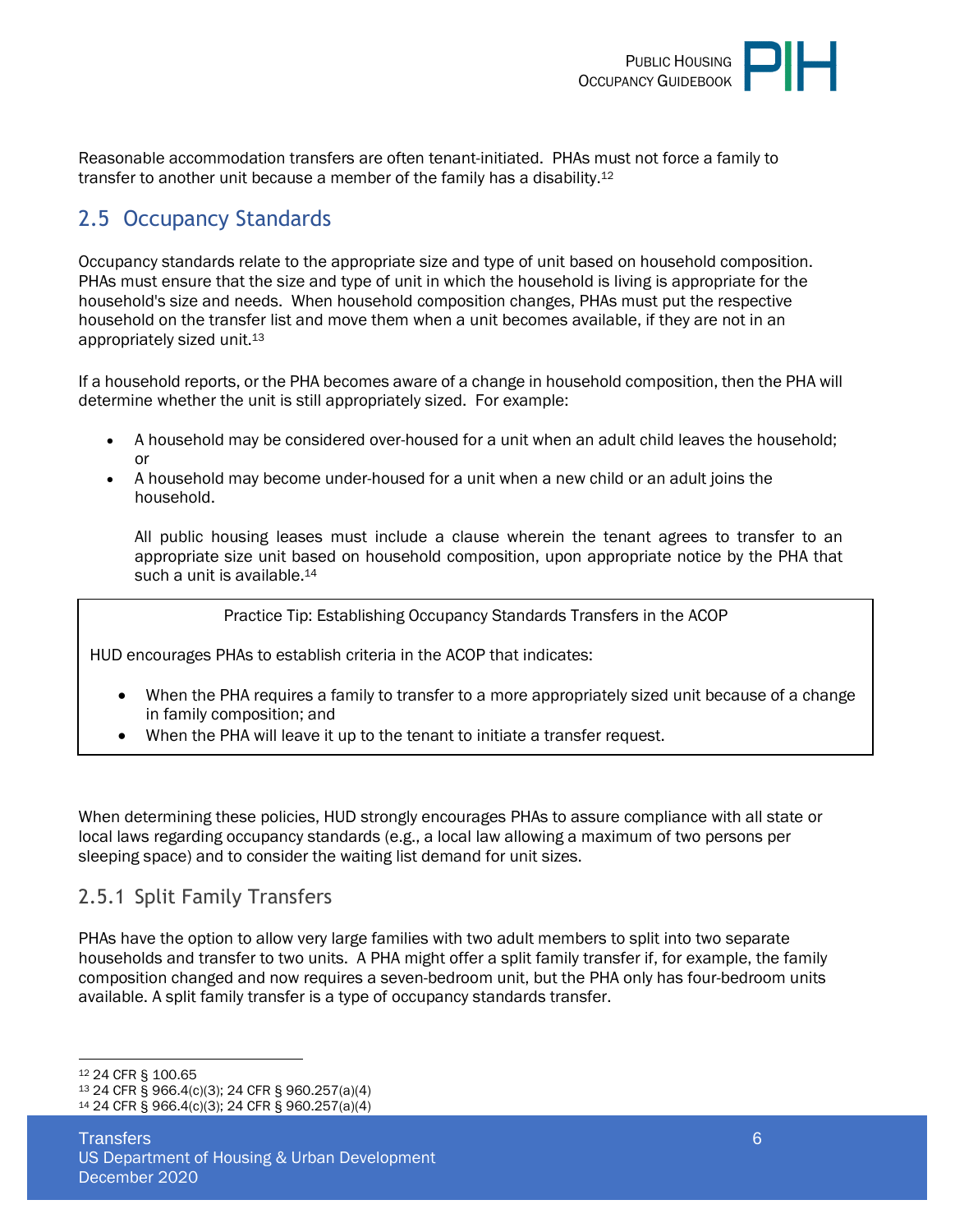Reasonable accommodation transfers are often tenant-initiated. PHAs must not force a family to transfer to another unit because a member of the family has a disability.[12]

## 2.5 Occupancy Standards

Occupancy standards relate to the appropriate size and type of unit based on household composition. PHAs must ensure that the size and type of unit in which the household is living is appropriate for the household's size and needs. When household composition changes, PHAs must put the respective household on the transfer list and move them when a unit becomes available, if they are not in an appropriately sized unit.[13]

If a household reports, or the PHA becomes aware of a change in household composition, then the PHA will determine whether the unit is still appropriately sized. For example:

- A household may be considered over-housed for a unit when an adult child leaves the household; or
- A household may become under-housed for a unit when a new child or an adult joins the household.

  All public housing leases must include a clause wherein the tenant agrees to transfer to an appropriate size unit based on household composition, upon appropriate notice by the PHA that such a unit is available.[14]

> Practice Tip: Establishing Occupancy Standards Transfers in the ACOP
>
> HUD encourages PHAs to establish criteria in the ACOP that indicates:
>
> - When the PHA requires a family to transfer to a more appropriately sized unit because of a change in family composition; and
> - When the PHA will leave it up to the tenant to initiate a transfer request.

When determining these policies, HUD strongly encourages PHAs to assure compliance with all state or local laws regarding occupancy standards (e.g., a local law allowing a maximum of two persons per sleeping space) and to consider the waiting list demand for unit sizes.

### 2.5.1 Split Family Transfers

PHAs have the option to allow very large families with two adult members to split into two separate households and transfer to two units. A PHA might offer a split family transfer if, for example, the family composition changed and now requires a seven-bedroom unit, but the PHA only has four-bedroom units available. A split family transfer is a type of occupancy standards transfer.

---

[12] 24 CFR § 100.65

[13] 24 CFR § 966.4(c)(3); 24 CFR § 960.257(a)(4)

[14] 24 CFR § 966.4(c)(3); 24 CFR § 960.257(a)(4)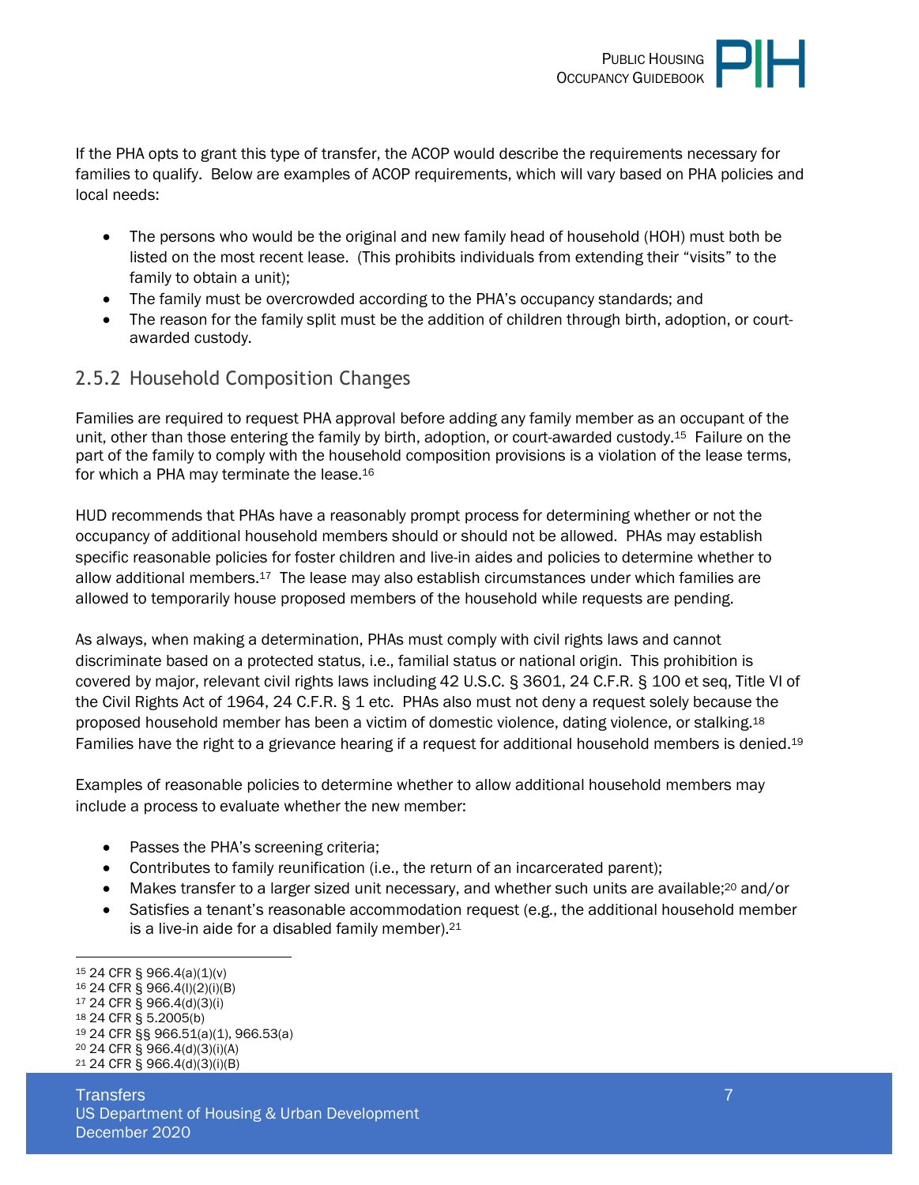If the PHA opts to grant this type of transfer, the ACOP would describe the requirements necessary for families to qualify. Below are examples of ACOP requirements, which will vary based on PHA policies and local needs:

- The persons who would be the original and new family head of household (HOH) must both be listed on the most recent lease. (This prohibits individuals from extending their "visits" to the family to obtain a unit);
- The family must be overcrowded according to the PHA's occupancy standards; and
- The reason for the family split must be the addition of children through birth, adoption, or court-awarded custody.

## 2.5.2 Household Composition Changes

Families are required to request PHA approval before adding any family member as an occupant of the unit, other than those entering the family by birth, adoption, or court-awarded custody.[15] Failure on the part of the family to comply with the household composition provisions is a violation of the lease terms, for which a PHA may terminate the lease.[16]

HUD recommends that PHAs have a reasonably prompt process for determining whether or not the occupancy of additional household members should or should not be allowed. PHAs may establish specific reasonable policies for foster children and live-in aides and policies to determine whether to allow additional members.[17] The lease may also establish circumstances under which families are allowed to temporarily house proposed members of the household while requests are pending.

As always, when making a determination, PHAs must comply with civil rights laws and cannot discriminate based on a protected status, i.e., familial status or national origin. This prohibition is covered by major, relevant civil rights laws including 42 U.S.C. § 3601, 24 C.F.R. § 100 et seq, Title VI of the Civil Rights Act of 1964, 24 C.F.R. § 1 etc. PHAs also must not deny a request solely because the proposed household member has been a victim of domestic violence, dating violence, or stalking.[18] Families have the right to a grievance hearing if a request for additional household members is denied.[19]

Examples of reasonable policies to determine whether to allow additional household members may include a process to evaluate whether the new member:

- Passes the PHA's screening criteria;
- Contributes to family reunification (i.e., the return of an incarcerated parent);
- Makes transfer to a larger sized unit necessary, and whether such units are available;[20] and/or
- Satisfies a tenant's reasonable accommodation request (e.g., the additional household member is a live-in aide for a disabled family member).[21]

---

[15] 24 CFR § 966.4(a)(1)(v)
[16] 24 CFR § 966.4(l)(2)(i)(B)
[17] 24 CFR § 966.4(d)(3)(i)
[18] 24 CFR § 5.2005(b)
[19] 24 CFR §§ 966.51(a)(1), 966.53(a)
[20] 24 CFR § 966.4(d)(3)(i)(A)
[21] 24 CFR § 966.4(d)(3)(i)(B)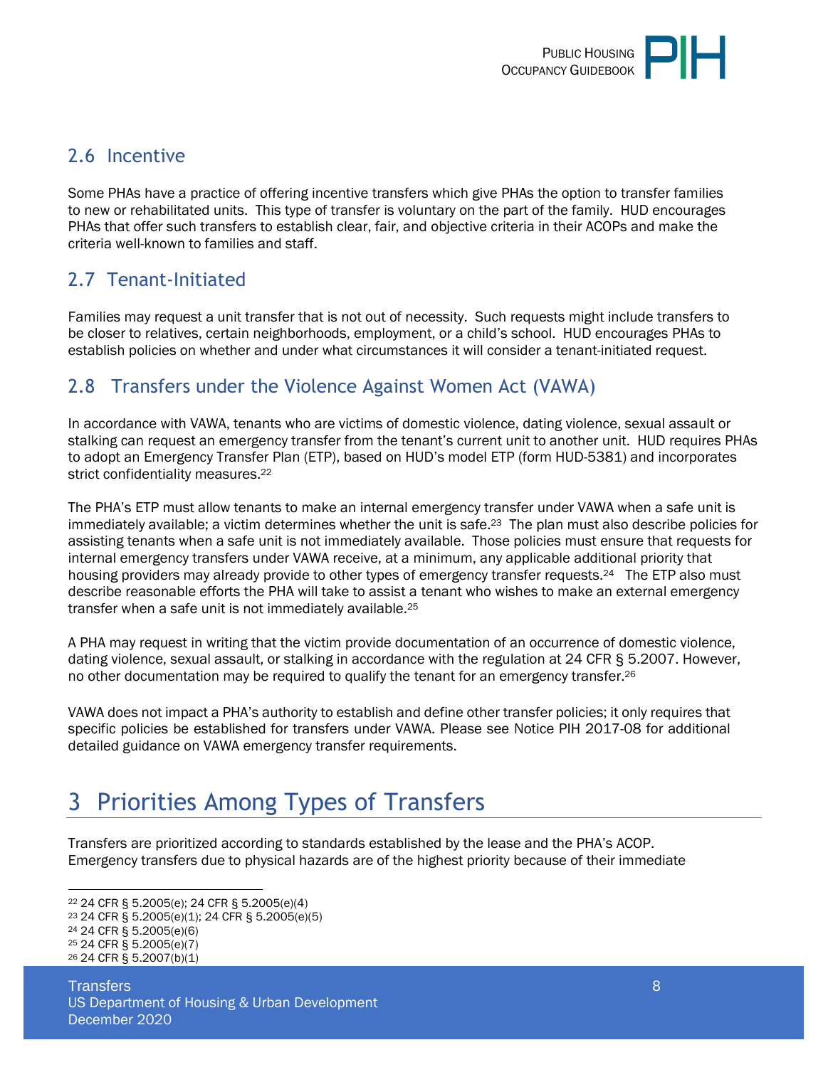## 2.6 Incentive

Some PHAs have a practice of offering incentive transfers which give PHAs the option to transfer families to new or rehabilitated units. This type of transfer is voluntary on the part of the family. HUD encourages PHAs that offer such transfers to establish clear, fair, and objective criteria in their ACOPs and make the criteria well-known to families and staff.

## 2.7 Tenant-Initiated

Families may request a unit transfer that is not out of necessity. Such requests might include transfers to be closer to relatives, certain neighborhoods, employment, or a child's school. HUD encourages PHAs to establish policies on whether and under what circumstances it will consider a tenant-initiated request.

## 2.8 Transfers under the Violence Against Women Act (VAWA)

In accordance with VAWA, tenants who are victims of domestic violence, dating violence, sexual assault or stalking can request an emergency transfer from the tenant's current unit to another unit. HUD requires PHAs to adopt an Emergency Transfer Plan (ETP), based on HUD's model ETP (form HUD-5381) and incorporates strict confidentiality measures.[22]

The PHA's ETP must allow tenants to make an internal emergency transfer under VAWA when a safe unit is immediately available; a victim determines whether the unit is safe.[23] The plan must also describe policies for assisting tenants when a safe unit is not immediately available. Those policies must ensure that requests for internal emergency transfers under VAWA receive, at a minimum, any applicable additional priority that housing providers may already provide to other types of emergency transfer requests.[24] The ETP also must describe reasonable efforts the PHA will take to assist a tenant who wishes to make an external emergency transfer when a safe unit is not immediately available.[25]

A PHA may request in writing that the victim provide documentation of an occurrence of domestic violence, dating violence, sexual assault, or stalking in accordance with the regulation at 24 CFR § 5.2007. However, no other documentation may be required to qualify the tenant for an emergency transfer.[26]

VAWA does not impact a PHA's authority to establish and define other transfer policies; it only requires that specific policies be established for transfers under VAWA. Please see Notice PIH 2017-08 for additional detailed guidance on VAWA emergency transfer requirements.

# 3 Priorities Among Types of Transfers

Transfers are prioritized according to standards established by the lease and the PHA's ACOP. Emergency transfers due to physical hazards are of the highest priority because of their immediate

[22] 24 CFR § 5.2005(e); 24 CFR § 5.2005(e)(4)
[23] 24 CFR § 5.2005(e)(1); 24 CFR § 5.2005(e)(5)
[24] 24 CFR § 5.2005(e)(6)
[25] 24 CFR § 5.2005(e)(7)
[26] 24 CFR § 5.2007(b)(1)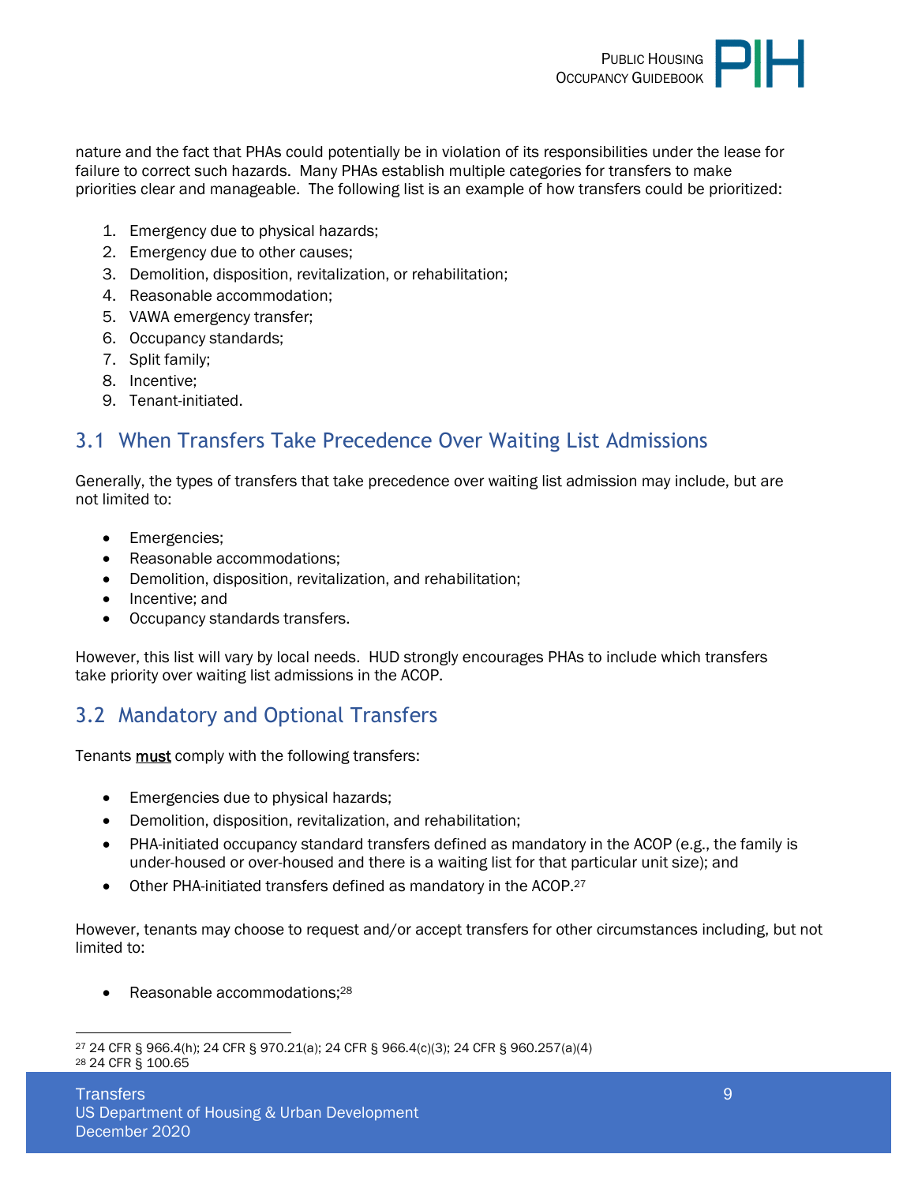nature and the fact that PHAs could potentially be in violation of its responsibilities under the lease for failure to correct such hazards. Many PHAs establish multiple categories for transfers to make priorities clear and manageable. The following list is an example of how transfers could be prioritized:

1. Emergency due to physical hazards;
2. Emergency due to other causes;
3. Demolition, disposition, revitalization, or rehabilitation;
4. Reasonable accommodation;
5. VAWA emergency transfer;
6. Occupancy standards;
7. Split family;
8. Incentive;
9. Tenant-initiated.

## 3.1 When Transfers Take Precedence Over Waiting List Admissions

Generally, the types of transfers that take precedence over waiting list admission may include, but are not limited to:

- Emergencies;
- Reasonable accommodations;
- Demolition, disposition, revitalization, and rehabilitation;
- Incentive; and
- Occupancy standards transfers.

However, this list will vary by local needs. HUD strongly encourages PHAs to include which transfers take priority over waiting list admissions in the ACOP.

## 3.2 Mandatory and Optional Transfers

Tenants **must** comply with the following transfers:

- Emergencies due to physical hazards;
- Demolition, disposition, revitalization, and rehabilitation;
- PHA-initiated occupancy standard transfers defined as mandatory in the ACOP (e.g., the family is under-housed or over-housed and there is a waiting list for that particular unit size); and
- Other PHA-initiated transfers defined as mandatory in the ACOP.[27]

However, tenants may choose to request and/or accept transfers for other circumstances including, but not limited to:

- Reasonable accommodations;[28]

[27] 24 CFR § 966.4(h); 24 CFR § 970.21(a); 24 CFR § 966.4(c)(3); 24 CFR § 960.257(a)(4)
[28] 24 CFR § 100.65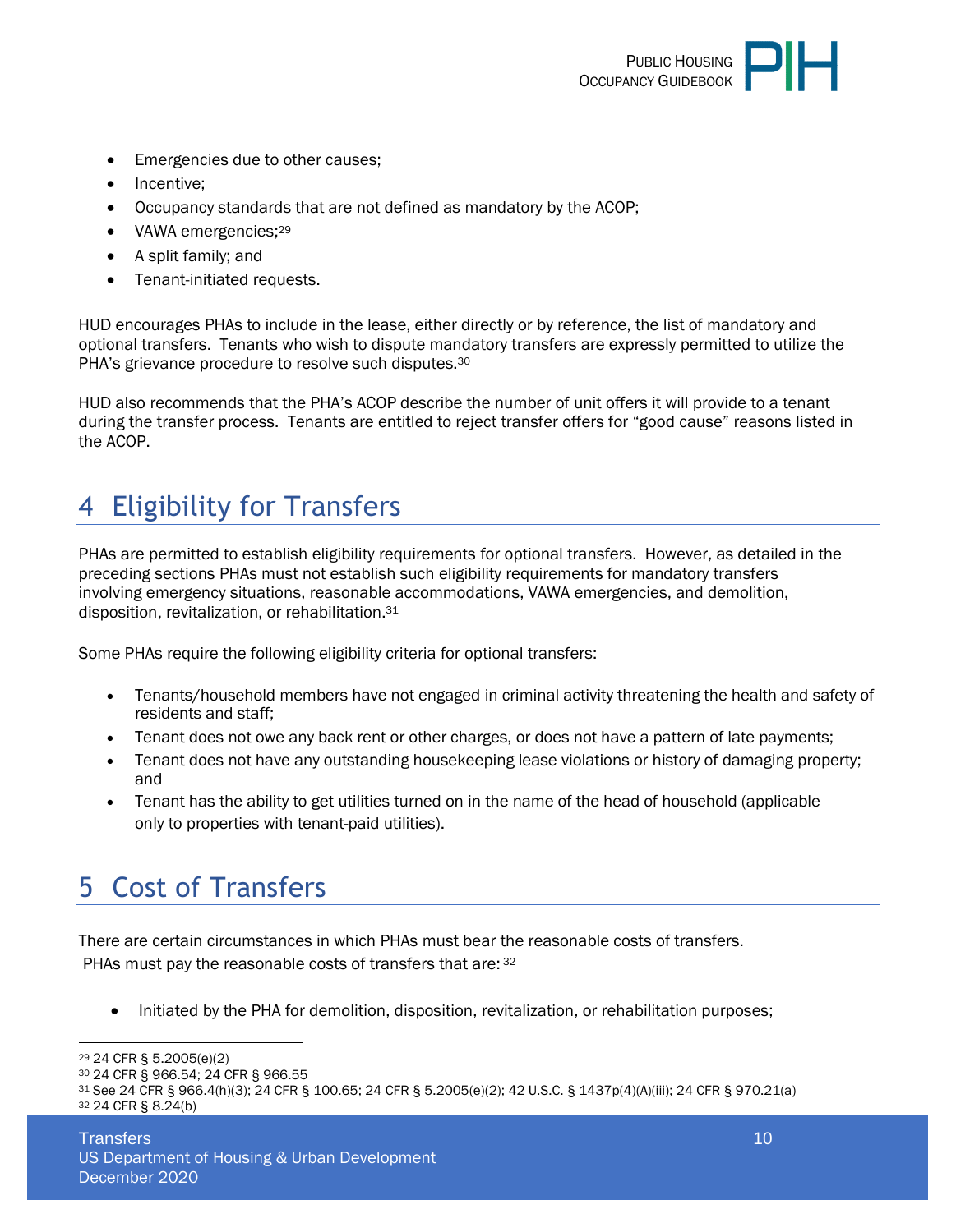- Emergencies due to other causes;
- Incentive;
- Occupancy standards that are not defined as mandatory by the ACOP;
- VAWA emergencies;[29]
- A split family; and
- Tenant-initiated requests.

HUD encourages PHAs to include in the lease, either directly or by reference, the list of mandatory and optional transfers. Tenants who wish to dispute mandatory transfers are expressly permitted to utilize the PHA's grievance procedure to resolve such disputes.[30]

HUD also recommends that the PHA's ACOP describe the number of unit offers it will provide to a tenant during the transfer process. Tenants are entitled to reject transfer offers for "good cause" reasons listed in the ACOP.

# 4 Eligibility for Transfers

PHAs are permitted to establish eligibility requirements for optional transfers. However, as detailed in the preceding sections PHAs must not establish such eligibility requirements for mandatory transfers involving emergency situations, reasonable accommodations, VAWA emergencies, and demolition, disposition, revitalization, or rehabilitation.[31]

Some PHAs require the following eligibility criteria for optional transfers:

- Tenants/household members have not engaged in criminal activity threatening the health and safety of residents and staff;
- Tenant does not owe any back rent or other charges, or does not have a pattern of late payments;
- Tenant does not have any outstanding housekeeping lease violations or history of damaging property; and
- Tenant has the ability to get utilities turned on in the name of the head of household (applicable only to properties with tenant-paid utilities).

# 5 Cost of Transfers

There are certain circumstances in which PHAs must bear the reasonable costs of transfers. PHAs must pay the reasonable costs of transfers that are: [32]

- Initiated by the PHA for demolition, disposition, revitalization, or rehabilitation purposes;

---

[29] 24 CFR § 5.2005(e)(2)
[30] 24 CFR § 966.54; 24 CFR § 966.55
[31] See 24 CFR § 966.4(h)(3); 24 CFR § 100.65; 24 CFR § 5.2005(e)(2); 42 U.S.C. § 1437p(4)(A)(iii); 24 CFR § 970.21(a)
[32] 24 CFR § 8.24(b)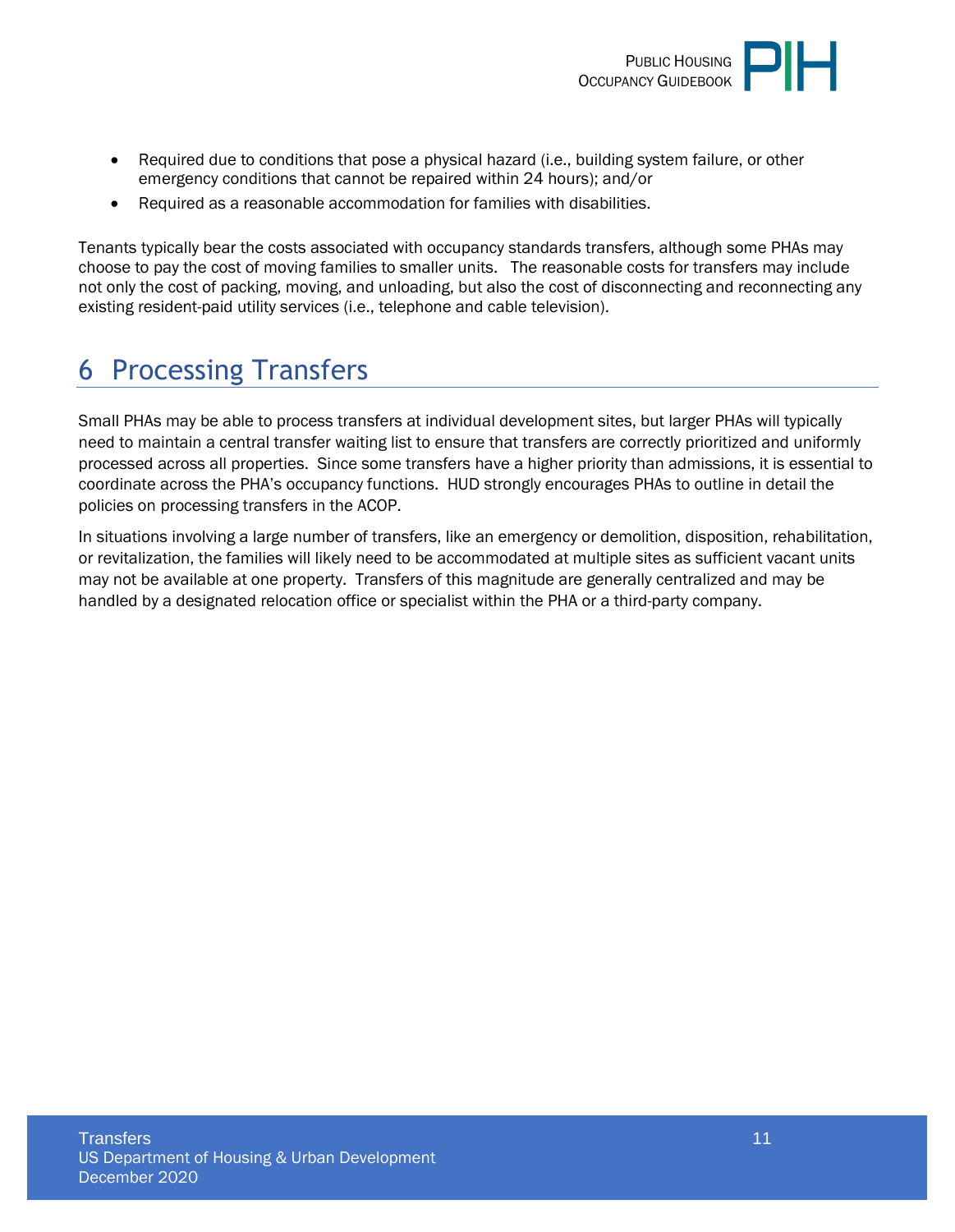- Required due to conditions that pose a physical hazard (i.e., building system failure, or other emergency conditions that cannot be repaired within 24 hours); and/or
- Required as a reasonable accommodation for families with disabilities.

Tenants typically bear the costs associated with occupancy standards transfers, although some PHAs may choose to pay the cost of moving families to smaller units. The reasonable costs for transfers may include not only the cost of packing, moving, and unloading, but also the cost of disconnecting and reconnecting any existing resident-paid utility services (i.e., telephone and cable television).

# 6 Processing Transfers

Small PHAs may be able to process transfers at individual development sites, but larger PHAs will typically need to maintain a central transfer waiting list to ensure that transfers are correctly prioritized and uniformly processed across all properties. Since some transfers have a higher priority than admissions, it is essential to coordinate across the PHA's occupancy functions. HUD strongly encourages PHAs to outline in detail the policies on processing transfers in the ACOP.

In situations involving a large number of transfers, like an emergency or demolition, disposition, rehabilitation, or revitalization, the families will likely need to be accommodated at multiple sites as sufficient vacant units may not be available at one property. Transfers of this magnitude are generally centralized and may be handled by a designated relocation office or specialist within the PHA or a third-party company.